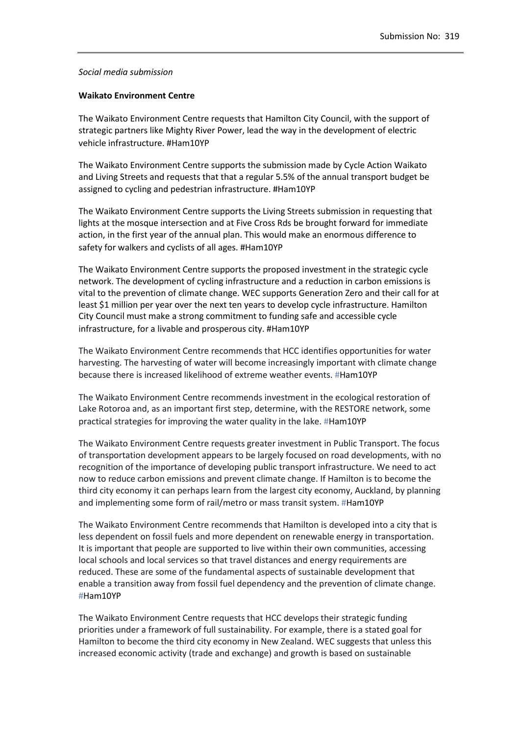Submission No: 319

*Social media submission*

**Waikato Environment Centre**

The Waikato Environment Centre requests that Hamilton City Council, with the support of strategic partners like Mighty River Power, lead the way in the development of electric vehicle infrastructure. #Ham10YP

The Waikato Environment Centre supports the submission made by Cycle Action Waikato and Living Streets and requests that that a regular 5.5% of the annual transport budget be assigned to cycling and pedestrian infrastructure. #Ham10YP

The Waikato Environment Centre supports the Living Streets submission in requesting that lights at the mosque intersection and at Five Cross Rds be brought forward for immediate action, in the first year of the annual plan. This would make an enormous difference to safety for walkers and cyclists of all ages. #Ham10YP

The Waikato Environment Centre supports the proposed investment in the strategic cycle network. The development of cycling infrastructure and a reduction in carbon emissions is vital to the prevention of climate change. WEC supports Generation Zero and their call for at least $1 million per year over the next ten years to develop cycle infrastructure. Hamilton City Council must make a strong commitment to funding safe and accessible cycle infrastructure, for a livable and prosperous city. #Ham10YP

The Waikato Environment Centre recommends that HCC identifies opportunities for water harvesting. The harvesting of water will become increasingly important with climate change because there is increased likelihood of extreme weather events. #Ham10YP

The Waikato Environment Centre recommends investment in the ecological restoration of Lake Rotoroa and, as an important first step, determine, with the RESTORE network, some practical strategies for improving the water quality in the lake. #Ham10YP

The Waikato Environment Centre requests greater investment in Public Transport. The focus of transportation development appears to be largely focused on road developments, with no recognition of the importance of developing public transport infrastructure. We need to act now to reduce carbon emissions and prevent climate change. If Hamilton is to become the third city economy it can perhaps learn from the largest city economy, Auckland, by planning and implementing some form of rail/metro or mass transit system. #Ham10YP

The Waikato Environment Centre recommends that Hamilton is developed into a city that is less dependent on fossil fuels and more dependent on renewable energy in transportation. It is important that people are supported to live within their own communities, accessing local schools and local services so that travel distances and energy requirements are reduced. These are some of the fundamental aspects of sustainable development that enable a transition away from fossil fuel dependency and the prevention of climate change. #Ham10YP

The Waikato Environment Centre requests that HCC develops their strategic funding priorities under a framework of full sustainability. For example, there is a stated goal for Hamilton to become the third city economy in New Zealand. WEC suggests that unless this increased economic activity (trade and exchange) and growth is based on sustainable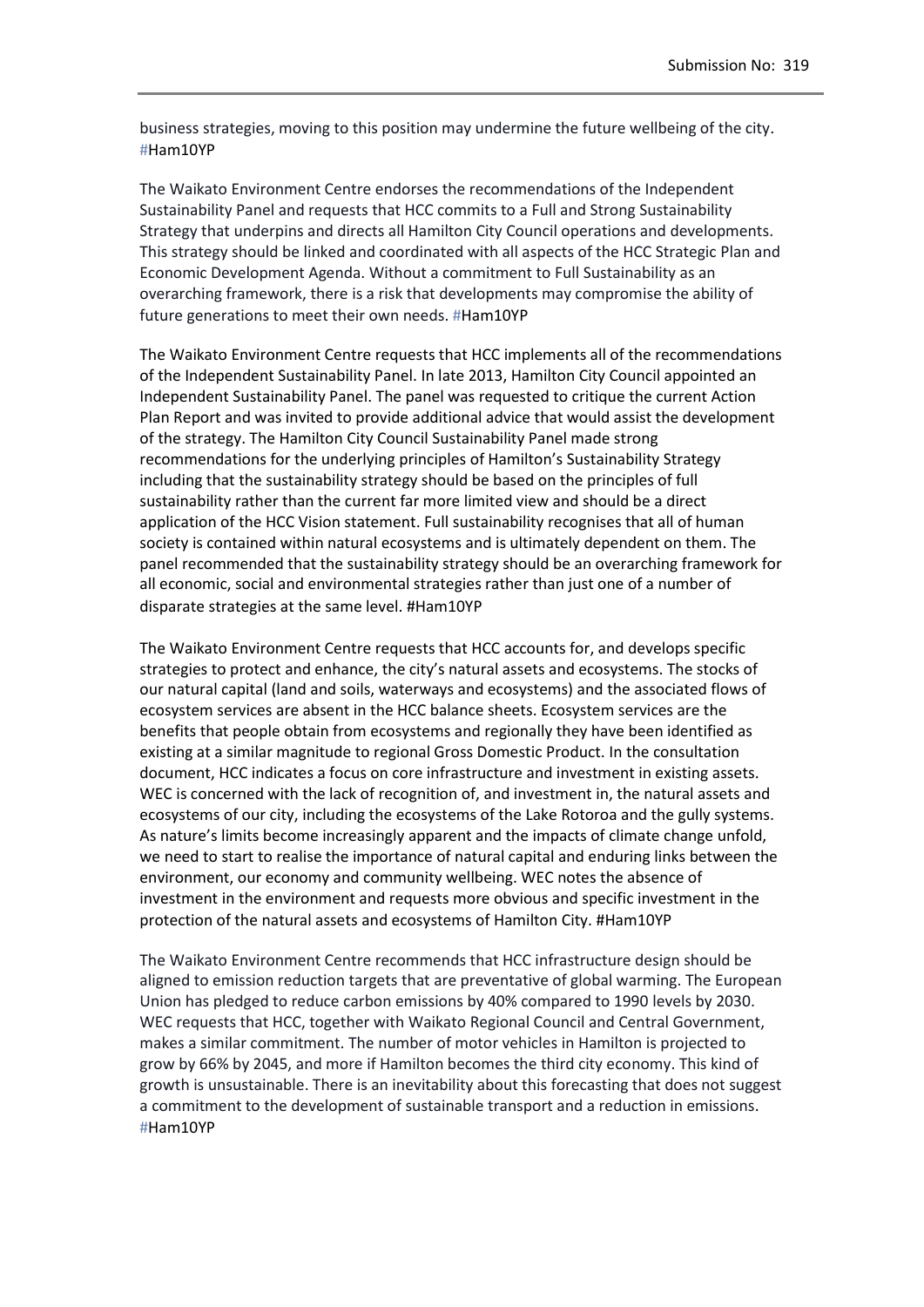business strategies, moving to this position may undermine the future wellbeing of the city. #Ham10YP

The Waikato Environment Centre endorses the recommendations of the Independent Sustainability Panel and requests that HCC commits to a Full and Strong Sustainability Strategy that underpins and directs all Hamilton City Council operations and developments. This strategy should be linked and coordinated with all aspects of the HCC Strategic Plan and Economic Development Agenda. Without a commitment to Full Sustainability as an overarching framework, there is a risk that developments may compromise the ability of future generations to meet their own needs. #Ham10YP

The Waikato Environment Centre requests that HCC implements all of the recommendations of the Independent Sustainability Panel. In late 2013, Hamilton City Council appointed an Independent Sustainability Panel. The panel was requested to critique the current Action Plan Report and was invited to provide additional advice that would assist the development of the strategy. The Hamilton City Council Sustainability Panel made strong recommendations for the underlying principles of Hamilton's Sustainability Strategy including that the sustainability strategy should be based on the principles of full sustainability rather than the current far more limited view and should be a direct application of the HCC Vision statement. Full sustainability recognises that all of human society is contained within natural ecosystems and is ultimately dependent on them. The panel recommended that the sustainability strategy should be an overarching framework for all economic, social and environmental strategies rather than just one of a number of disparate strategies at the same level. #Ham10YP

The Waikato Environment Centre requests that HCC accounts for, and develops specific strategies to protect and enhance, the city's natural assets and ecosystems. The stocks of our natural capital (land and soils, waterways and ecosystems) and the associated flows of ecosystem services are absent in the HCC balance sheets. Ecosystem services are the benefits that people obtain from ecosystems and regionally they have been identified as existing at a similar magnitude to regional Gross Domestic Product. In the consultation document, HCC indicates a focus on core infrastructure and investment in existing assets. WEC is concerned with the lack of recognition of, and investment in, the natural assets and ecosystems of our city, including the ecosystems of the Lake Rotoroa and the gully systems. As nature's limits become increasingly apparent and the impacts of climate change unfold, we need to start to realise the importance of natural capital and enduring links between the environment, our economy and community wellbeing. WEC notes the absence of investment in the environment and requests more obvious and specific investment in the protection of the natural assets and ecosystems of Hamilton City. #Ham10YP

The Waikato Environment Centre recommends that HCC infrastructure design should be aligned to emission reduction targets that are preventative of global warming. The European Union has pledged to reduce carbon emissions by 40% compared to 1990 levels by 2030. WEC requests that HCC, together with Waikato Regional Council and Central Government, makes a similar commitment. The number of motor vehicles in Hamilton is projected to grow by 66% by 2045, and more if Hamilton becomes the third city economy. This kind of growth is unsustainable. There is an inevitability about this forecasting that does not suggest a commitment to the development of sustainable transport and a reduction in emissions. #Ham10YP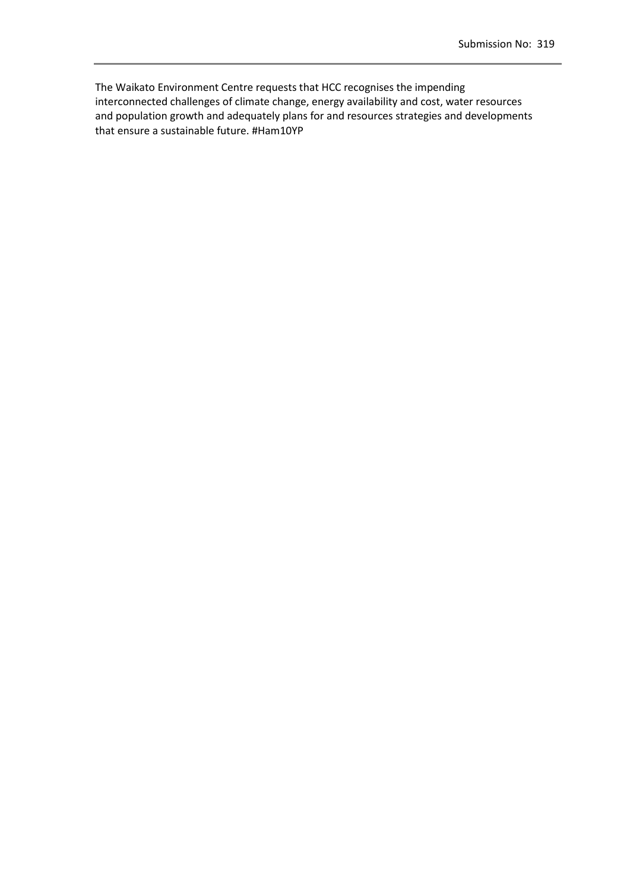The Waikato Environment Centre requests that HCC recognises the impending interconnected challenges of climate change, energy availability and cost, water resources and population growth and adequately plans for and resources strategies and developments that ensure a sustainable future. #Ham10YP